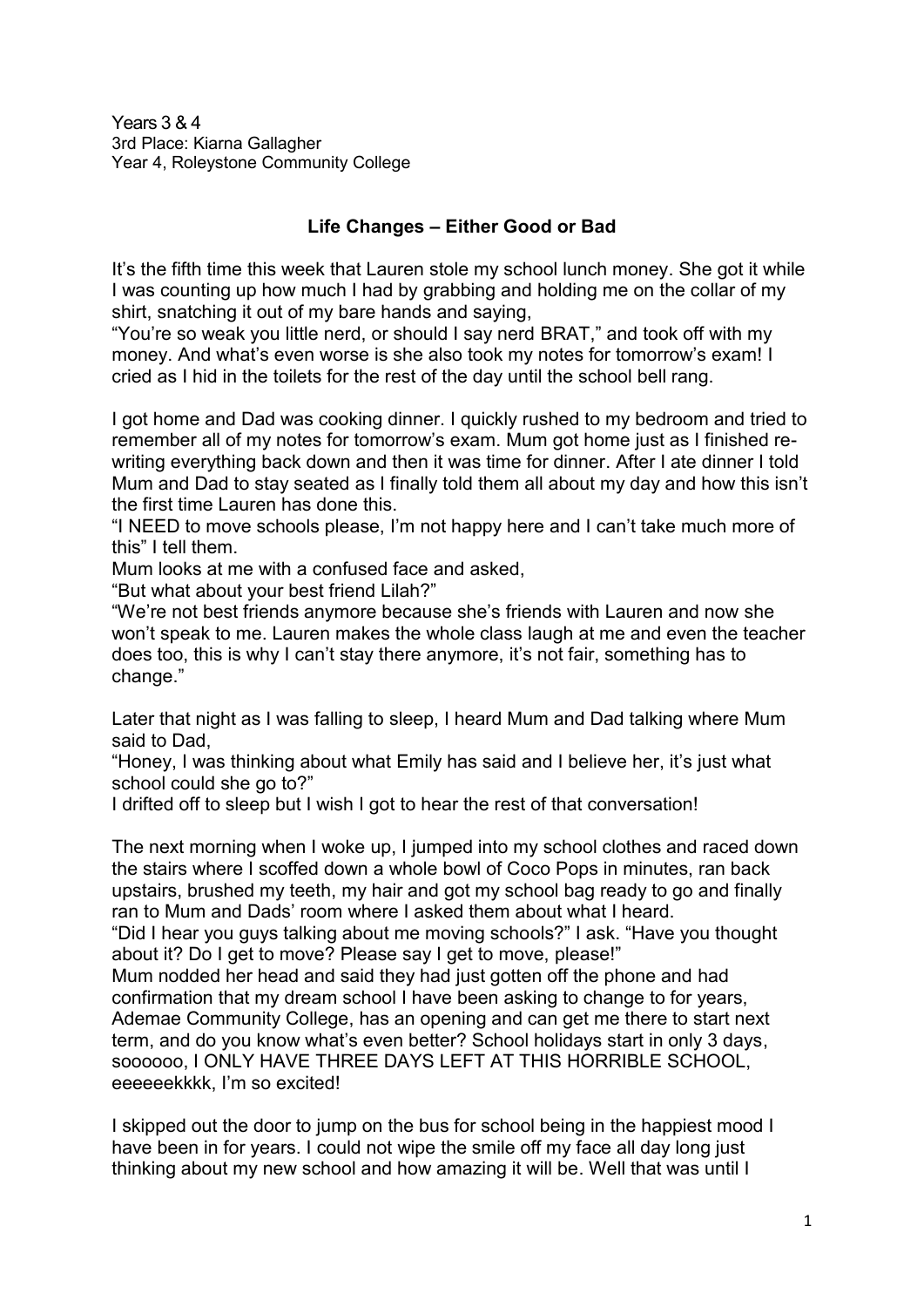Years 3 & 4
3rd Place: Kiarna Gallagher
Year 4, Roleystone Community College

## Life Changes – Either Good or Bad

It's the fifth time this week that Lauren stole my school lunch money. She got it while I was counting up how much I had by grabbing and holding me on the collar of my shirt, snatching it out of my bare hands and saying,
"You're so weak you little nerd, or should I say nerd BRAT," and took off with my money. And what's even worse is she also took my notes for tomorrow's exam! I cried as I hid in the toilets for the rest of the day until the school bell rang.

I got home and Dad was cooking dinner. I quickly rushed to my bedroom and tried to remember all of my notes for tomorrow's exam. Mum got home just as I finished re-writing everything back down and then it was time for dinner. After I ate dinner I told Mum and Dad to stay seated as I finally told them all about my day and how this isn't the first time Lauren has done this.
"I NEED to move schools please, I'm not happy here and I can't take much more of this" I tell them.
Mum looks at me with a confused face and asked,
"But what about your best friend Lilah?"
"We're not best friends anymore because she's friends with Lauren and now she won't speak to me. Lauren makes the whole class laugh at me and even the teacher does too, this is why I can't stay there anymore, it's not fair, something has to change."

Later that night as I was falling to sleep, I heard Mum and Dad talking where Mum said to Dad,
"Honey, I was thinking about what Emily has said and I believe her, it's just what school could she go to?"
I drifted off to sleep but I wish I got to hear the rest of that conversation!

The next morning when I woke up, I jumped into my school clothes and raced down the stairs where I scoffed down a whole bowl of Coco Pops in minutes, ran back upstairs, brushed my teeth, my hair and got my school bag ready to go and finally ran to Mum and Dads' room where I asked them about what I heard.
"Did I hear you guys talking about me moving schools?" I ask. "Have you thought about it? Do I get to move? Please say I get to move, please!"
Mum nodded her head and said they had just gotten off the phone and had confirmation that my dream school I have been asking to change to for years, Ademae Community College, has an opening and can get me there to start next term, and do you know what's even better? School holidays start in only 3 days, soooooo, I ONLY HAVE THREE DAYS LEFT AT THIS HORRIBLE SCHOOL, eeeeeekkkk, I'm so excited!

I skipped out the door to jump on the bus for school being in the happiest mood I have been in for years. I could not wipe the smile off my face all day long just thinking about my new school and how amazing it will be. Well that was until I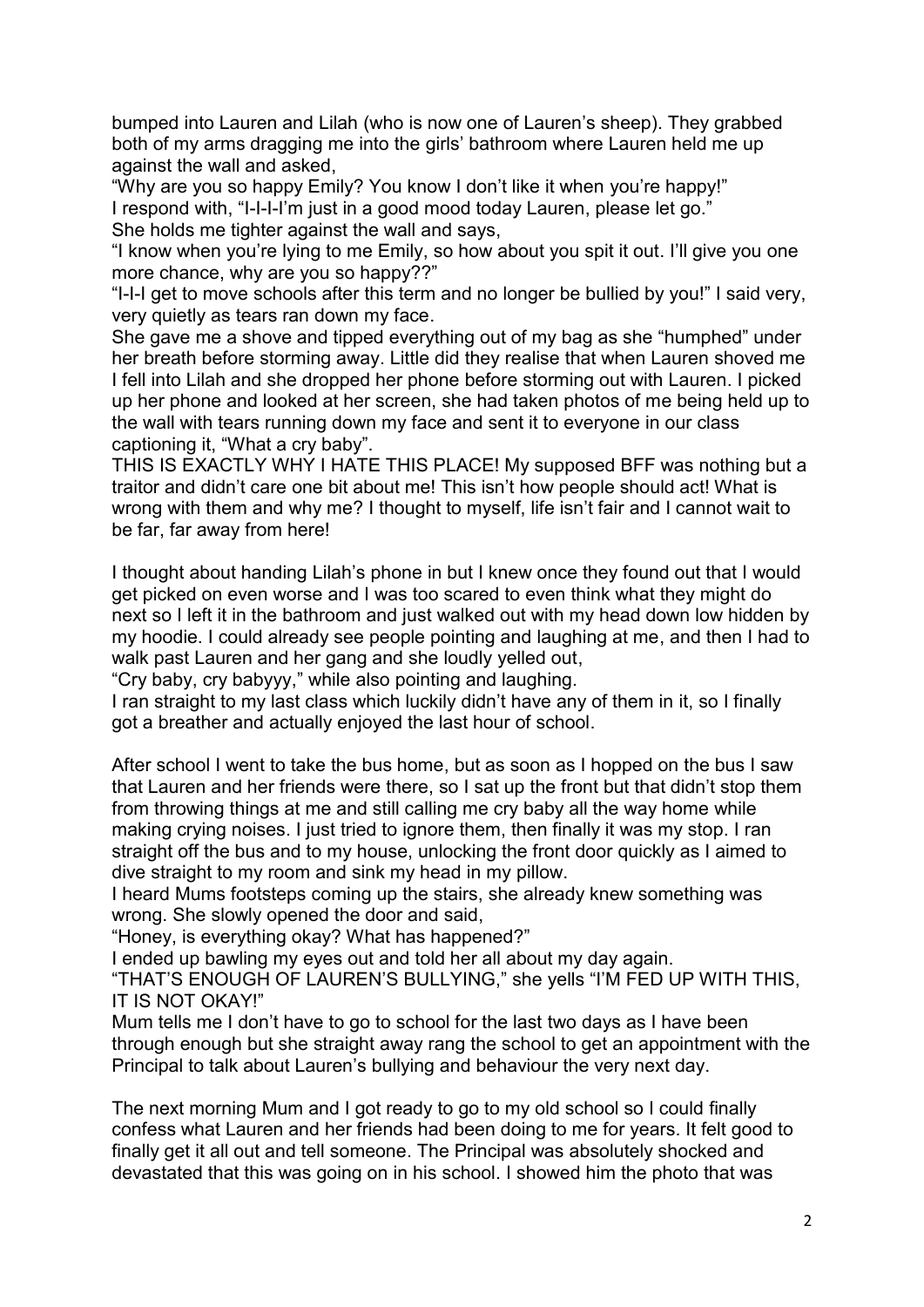bumped into Lauren and Lilah (who is now one of Lauren's sheep). They grabbed both of my arms dragging me into the girls' bathroom where Lauren held me up against the wall and asked,

"Why are you so happy Emily? You know I don't like it when you're happy!"

I respond with, "I-I-I-I'm just in a good mood today Lauren, please let go."

She holds me tighter against the wall and says,

"I know when you're lying to me Emily, so how about you spit it out. I'll give you one more chance, why are you so happy??"

"I-I-I get to move schools after this term and no longer be bullied by you!" I said very, very quietly as tears ran down my face.

She gave me a shove and tipped everything out of my bag as she "humphed" under her breath before storming away. Little did they realise that when Lauren shoved me I fell into Lilah and she dropped her phone before storming out with Lauren. I picked up her phone and looked at her screen, she had taken photos of me being held up to the wall with tears running down my face and sent it to everyone in our class captioning it, "What a cry baby".

THIS IS EXACTLY WHY I HATE THIS PLACE! My supposed BFF was nothing but a traitor and didn't care one bit about me! This isn't how people should act! What is wrong with them and why me? I thought to myself, life isn't fair and I cannot wait to be far, far away from here!

I thought about handing Lilah's phone in but I knew once they found out that I would get picked on even worse and I was too scared to even think what they might do next so I left it in the bathroom and just walked out with my head down low hidden by my hoodie. I could already see people pointing and laughing at me, and then I had to walk past Lauren and her gang and she loudly yelled out,

"Cry baby, cry babyyy," while also pointing and laughing.

I ran straight to my last class which luckily didn't have any of them in it, so I finally got a breather and actually enjoyed the last hour of school.

After school I went to take the bus home, but as soon as I hopped on the bus I saw that Lauren and her friends were there, so I sat up the front but that didn't stop them from throwing things at me and still calling me cry baby all the way home while making crying noises. I just tried to ignore them, then finally it was my stop. I ran straight off the bus and to my house, unlocking the front door quickly as I aimed to dive straight to my room and sink my head in my pillow.

I heard Mums footsteps coming up the stairs, she already knew something was wrong. She slowly opened the door and said,

"Honey, is everything okay? What has happened?"

I ended up bawling my eyes out and told her all about my day again.

"THAT'S ENOUGH OF LAUREN'S BULLYING," she yells "I'M FED UP WITH THIS, IT IS NOT OKAY!"

Mum tells me I don't have to go to school for the last two days as I have been through enough but she straight away rang the school to get an appointment with the Principal to talk about Lauren's bullying and behaviour the very next day.

The next morning Mum and I got ready to go to my old school so I could finally confess what Lauren and her friends had been doing to me for years. It felt good to finally get it all out and tell someone. The Principal was absolutely shocked and devastated that this was going on in his school. I showed him the photo that was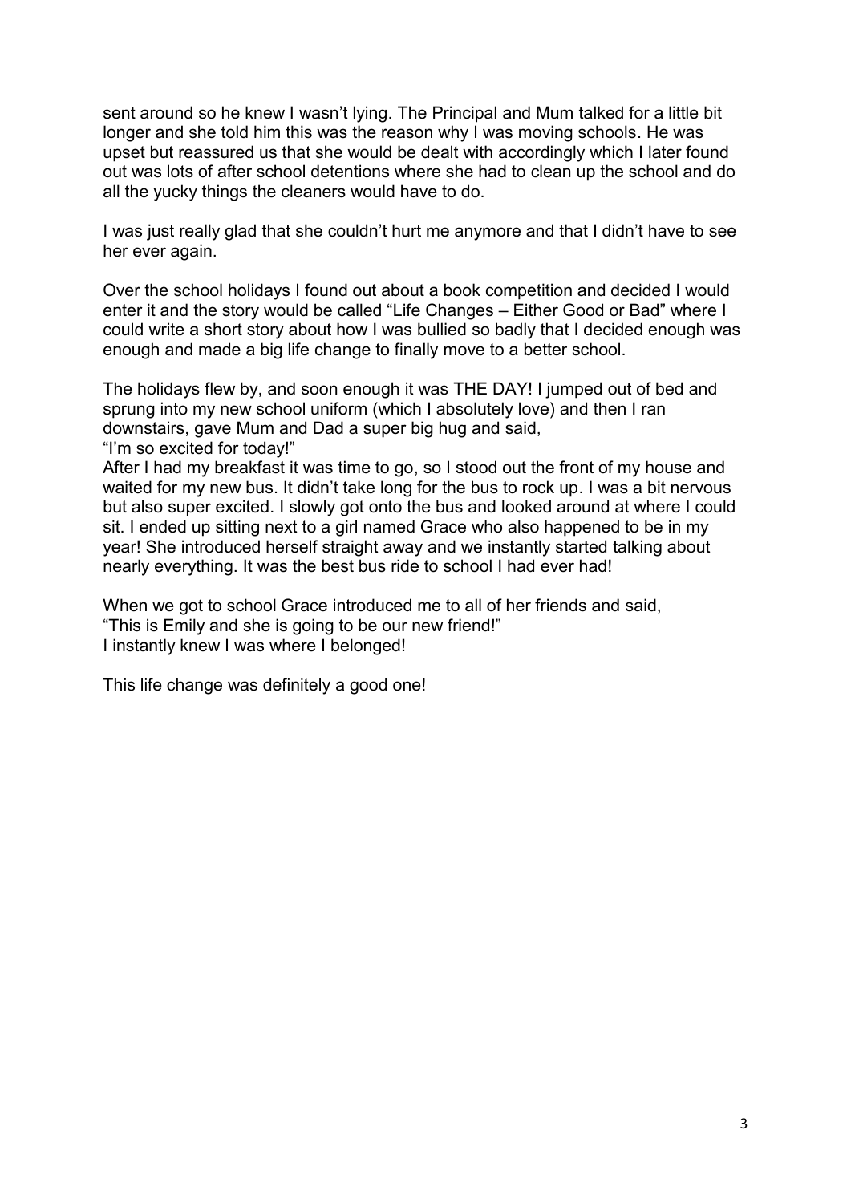sent around so he knew I wasn't lying. The Principal and Mum talked for a little bit longer and she told him this was the reason why I was moving schools. He was upset but reassured us that she would be dealt with accordingly which I later found out was lots of after school detentions where she had to clean up the school and do all the yucky things the cleaners would have to do.

I was just really glad that she couldn't hurt me anymore and that I didn't have to see her ever again.

Over the school holidays I found out about a book competition and decided I would enter it and the story would be called "Life Changes – Either Good or Bad" where I could write a short story about how I was bullied so badly that I decided enough was enough and made a big life change to finally move to a better school.

The holidays flew by, and soon enough it was THE DAY! I jumped out of bed and sprung into my new school uniform (which I absolutely love) and then I ran downstairs, gave Mum and Dad a super big hug and said,
"I'm so excited for today!"
After I had my breakfast it was time to go, so I stood out the front of my house and waited for my new bus. It didn't take long for the bus to rock up. I was a bit nervous but also super excited. I slowly got onto the bus and looked around at where I could sit. I ended up sitting next to a girl named Grace who also happened to be in my year! She introduced herself straight away and we instantly started talking about nearly everything. It was the best bus ride to school I had ever had!

When we got to school Grace introduced me to all of her friends and said,
"This is Emily and she is going to be our new friend!"
I instantly knew I was where I belonged!

This life change was definitely a good one!